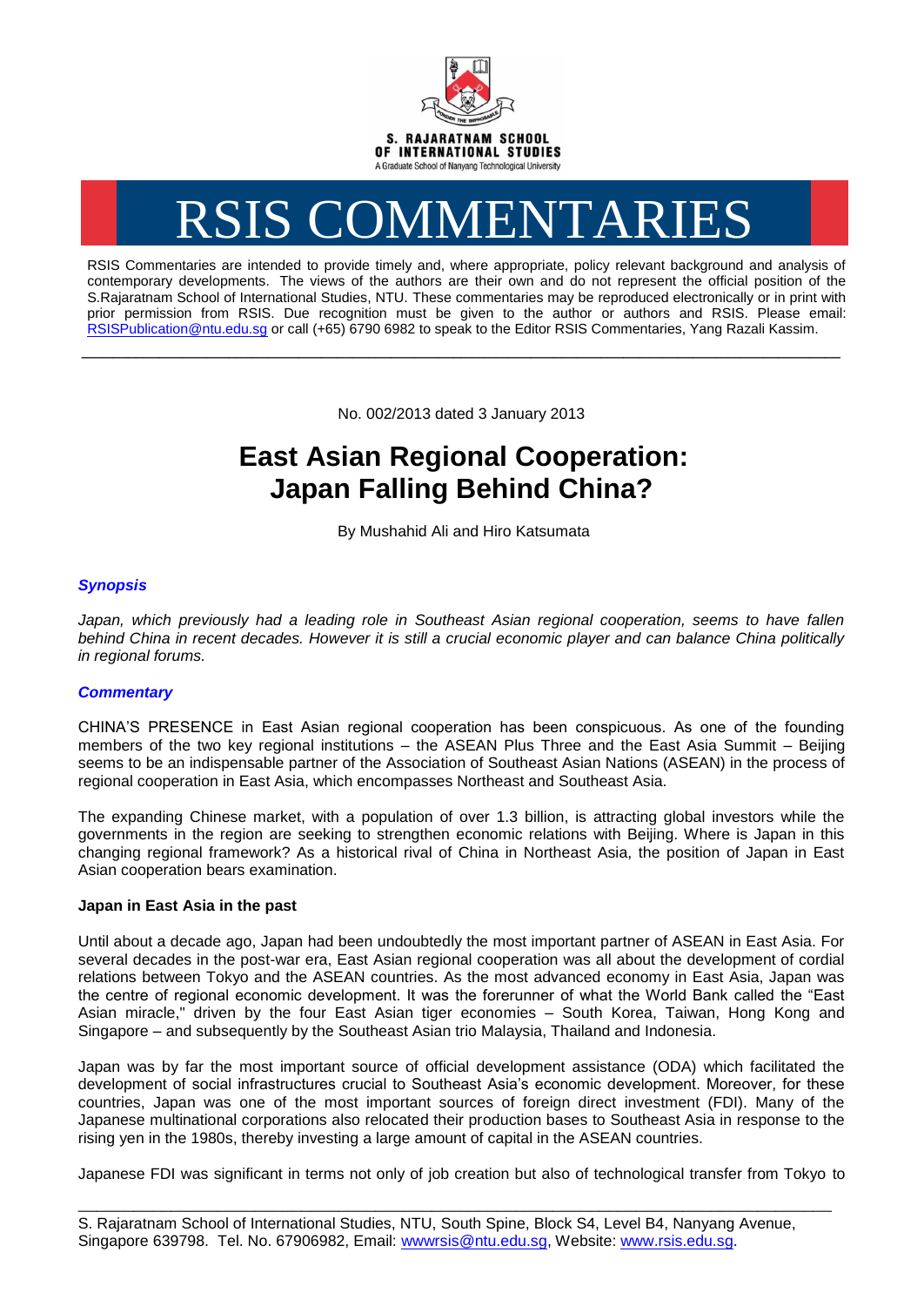S. RAJARATNAM SCHOOL OF INTERNATIONAL STUDIES

A Graduate School of Nanyang Technological University

# RSIS COMMENTARIES

RSIS Commentaries are intended to provide timely and, where appropriate, policy relevant background and analysis of contemporary developments. The views of the authors are their own and do not represent the official position of the S.Rajaratnam School of International Studies, NTU. These commentaries may be reproduced electronically or in print with prior permission from RSIS. Due recognition must be given to the author or authors and RSIS. Please email: RSISPublication@ntu.edu.sg or call (+65) 6790 6982 to speak to the Editor RSIS Commentaries, Yang Razali Kassim.

---

No. 002/2013 dated 3 January 2013

# East Asian Regional Cooperation: Japan Falling Behind China?

By Mushahid Ali and Hiro Katsumata

### *Synopsis*

*Japan, which previously had a leading role in Southeast Asian regional cooperation, seems to have fallen behind China in recent decades. However it is still a crucial economic player and can balance China politically in regional forums.*

### *Commentary*

CHINA'S PRESENCE in East Asian regional cooperation has been conspicuous. As one of the founding members of the two key regional institutions – the ASEAN Plus Three and the East Asia Summit – Beijing seems to be an indispensable partner of the Association of Southeast Asian Nations (ASEAN) in the process of regional cooperation in East Asia, which encompasses Northeast and Southeast Asia.

The expanding Chinese market, with a population of over 1.3 billion, is attracting global investors while the governments in the region are seeking to strengthen economic relations with Beijing. Where is Japan in this changing regional framework? As a historical rival of China in Northeast Asia, the position of Japan in East Asian cooperation bears examination.

**Japan in East Asia in the past**

Until about a decade ago, Japan had been undoubtedly the most important partner of ASEAN in East Asia. For several decades in the post-war era, East Asian regional cooperation was all about the development of cordial relations between Tokyo and the ASEAN countries. As the most advanced economy in East Asia, Japan was the centre of regional economic development. It was the forerunner of what the World Bank called the "East Asian miracle," driven by the four East Asian tiger economies – South Korea, Taiwan, Hong Kong and Singapore – and subsequently by the Southeast Asian trio Malaysia, Thailand and Indonesia.

Japan was by far the most important source of official development assistance (ODA) which facilitated the development of social infrastructures crucial to Southeast Asia's economic development. Moreover, for these countries, Japan was one of the most important sources of foreign direct investment (FDI). Many of the Japanese multinational corporations also relocated their production bases to Southeast Asia in response to the rising yen in the 1980s, thereby investing a large amount of capital in the ASEAN countries.

Japanese FDI was significant in terms not only of job creation but also of technological transfer from Tokyo to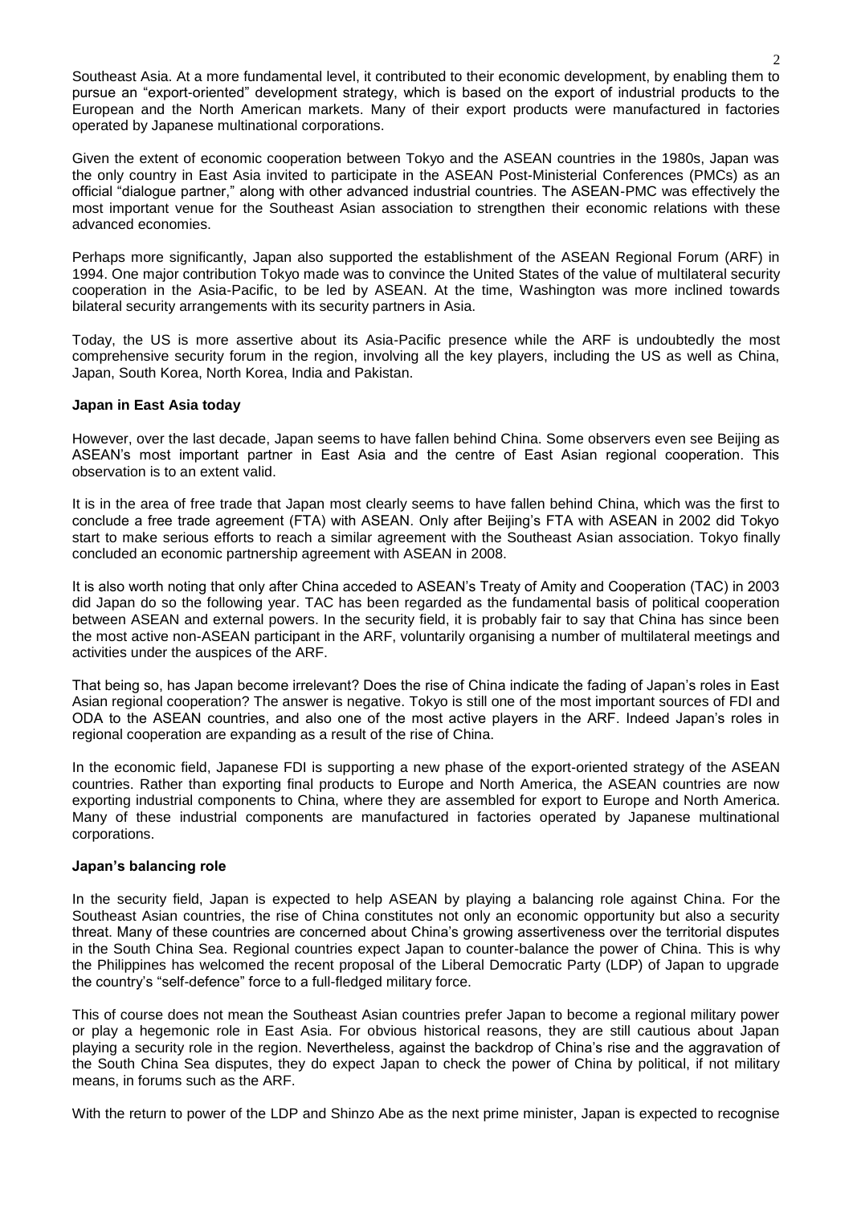Southeast Asia. At a more fundamental level, it contributed to their economic development, by enabling them to pursue an "export-oriented" development strategy, which is based on the export of industrial products to the European and the North American markets. Many of their export products were manufactured in factories operated by Japanese multinational corporations.

Given the extent of economic cooperation between Tokyo and the ASEAN countries in the 1980s, Japan was the only country in East Asia invited to participate in the ASEAN Post-Ministerial Conferences (PMCs) as an official "dialogue partner," along with other advanced industrial countries. The ASEAN-PMC was effectively the most important venue for the Southeast Asian association to strengthen their economic relations with these advanced economies.

Perhaps more significantly, Japan also supported the establishment of the ASEAN Regional Forum (ARF) in 1994. One major contribution Tokyo made was to convince the United States of the value of multilateral security cooperation in the Asia-Pacific, to be led by ASEAN. At the time, Washington was more inclined towards bilateral security arrangements with its security partners in Asia.

Today, the US is more assertive about its Asia-Pacific presence while the ARF is undoubtedly the most comprehensive security forum in the region, involving all the key players, including the US as well as China, Japan, South Korea, North Korea, India and Pakistan.

**Japan in East Asia today**

However, over the last decade, Japan seems to have fallen behind China. Some observers even see Beijing as ASEAN's most important partner in East Asia and the centre of East Asian regional cooperation. This observation is to an extent valid.

It is in the area of free trade that Japan most clearly seems to have fallen behind China, which was the first to conclude a free trade agreement (FTA) with ASEAN. Only after Beijing's FTA with ASEAN in 2002 did Tokyo start to make serious efforts to reach a similar agreement with the Southeast Asian association. Tokyo finally concluded an economic partnership agreement with ASEAN in 2008.

It is also worth noting that only after China acceded to ASEAN's Treaty of Amity and Cooperation (TAC) in 2003 did Japan do so the following year. TAC has been regarded as the fundamental basis of political cooperation between ASEAN and external powers. In the security field, it is probably fair to say that China has since been the most active non-ASEAN participant in the ARF, voluntarily organising a number of multilateral meetings and activities under the auspices of the ARF.

That being so, has Japan become irrelevant? Does the rise of China indicate the fading of Japan's roles in East Asian regional cooperation? The answer is negative. Tokyo is still one of the most important sources of FDI and ODA to the ASEAN countries, and also one of the most active players in the ARF. Indeed Japan's roles in regional cooperation are expanding as a result of the rise of China.

In the economic field, Japanese FDI is supporting a new phase of the export-oriented strategy of the ASEAN countries. Rather than exporting final products to Europe and North America, the ASEAN countries are now exporting industrial components to China, where they are assembled for export to Europe and North America. Many of these industrial components are manufactured in factories operated by Japanese multinational corporations.

**Japan's balancing role**

In the security field, Japan is expected to help ASEAN by playing a balancing role against China. For the Southeast Asian countries, the rise of China constitutes not only an economic opportunity but also a security threat. Many of these countries are concerned about China's growing assertiveness over the territorial disputes in the South China Sea. Regional countries expect Japan to counter-balance the power of China. This is why the Philippines has welcomed the recent proposal of the Liberal Democratic Party (LDP) of Japan to upgrade the country's "self-defence" force to a full-fledged military force.

This of course does not mean the Southeast Asian countries prefer Japan to become a regional military power or play a hegemonic role in East Asia. For obvious historical reasons, they are still cautious about Japan playing a security role in the region. Nevertheless, against the backdrop of China's rise and the aggravation of the South China Sea disputes, they do expect Japan to check the power of China by political, if not military means, in forums such as the ARF.

With the return to power of the LDP and Shinzo Abe as the next prime minister, Japan is expected to recognise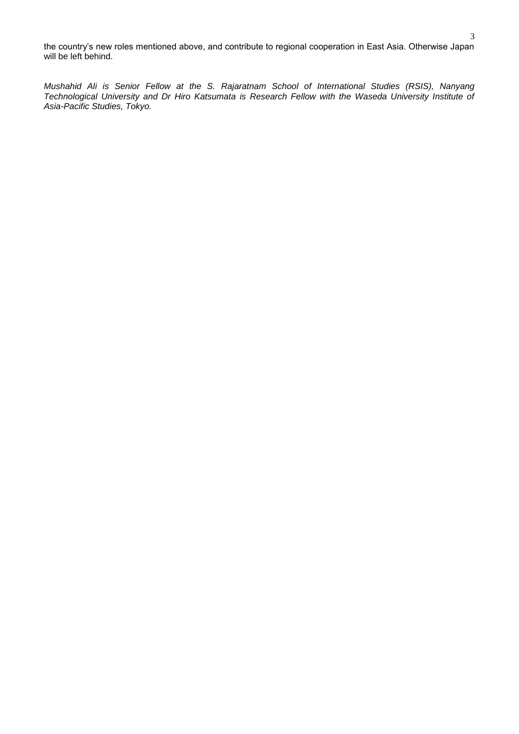the country's new roles mentioned above, and contribute to regional cooperation in East Asia. Otherwise Japan will be left behind.

*Mushahid Ali is Senior Fellow at the S. Rajaratnam School of International Studies (RSIS), Nanyang Technological University and Dr Hiro Katsumata is Research Fellow with the Waseda University Institute of Asia-Pacific Studies, Tokyo.*